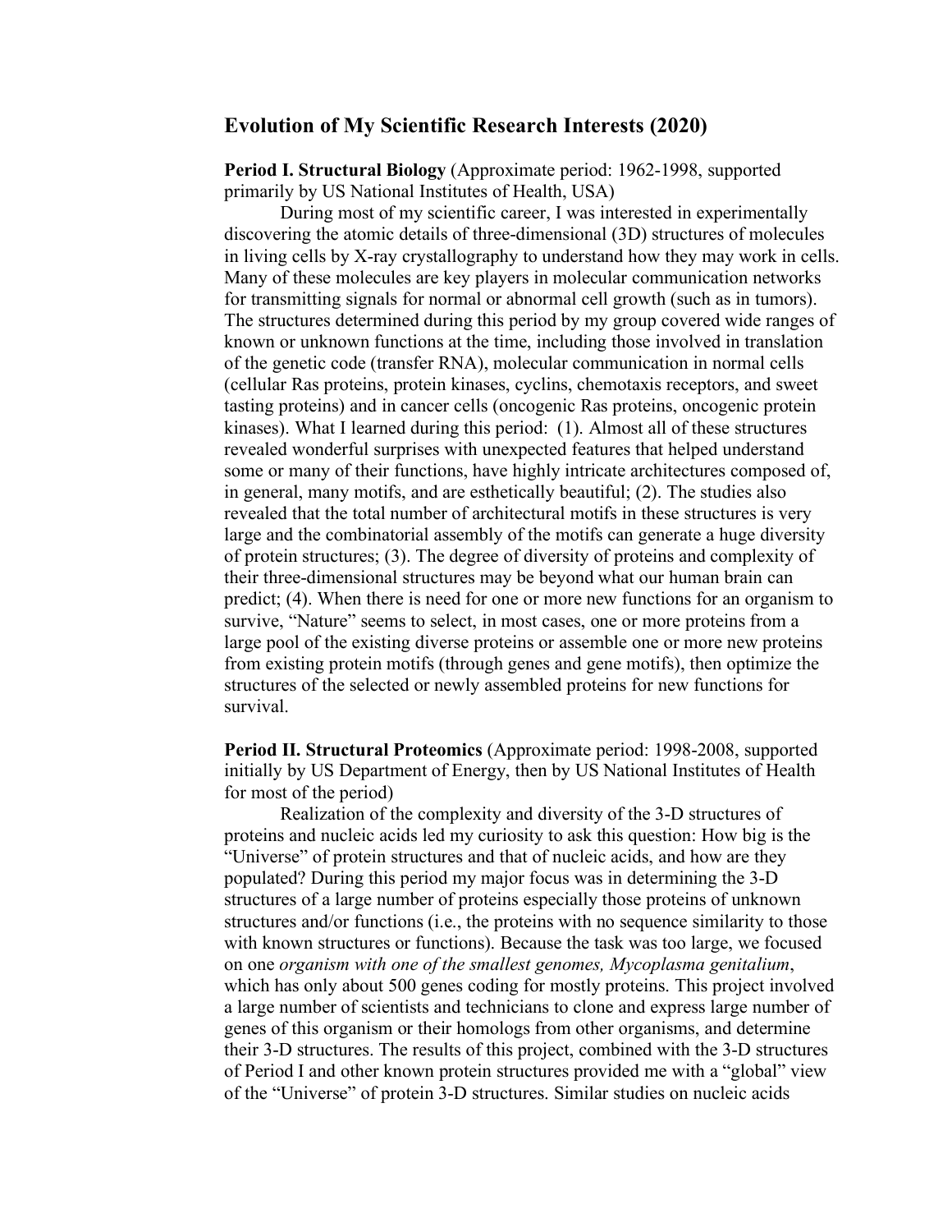## Evolution of My Scientific Research Interests (2020)

**Period I. Structural Biology** (Approximate period: 1962-1998, supported primarily by US National Institutes of Health, USA)

During most of my scientific career, I was interested in experimentally discovering the atomic details of three-dimensional (3D) structures of molecules in living cells by X-ray crystallography to understand how they may work in cells. Many of these molecules are key players in molecular communication networks for transmitting signals for normal or abnormal cell growth (such as in tumors). The structures determined during this period by my group covered wide ranges of known or unknown functions at the time, including those involved in translation of the genetic code (transfer RNA), molecular communication in normal cells (cellular Ras proteins, protein kinases, cyclins, chemotaxis receptors, and sweet tasting proteins) and in cancer cells (oncogenic Ras proteins, oncogenic protein kinases). What I learned during this period: (1). Almost all of these structures revealed wonderful surprises with unexpected features that helped understand some or many of their functions, have highly intricate architectures composed of, in general, many motifs, and are esthetically beautiful; (2). The studies also revealed that the total number of architectural motifs in these structures is very large and the combinatorial assembly of the motifs can generate a huge diversity of protein structures; (3). The degree of diversity of proteins and complexity of their three-dimensional structures may be beyond what our human brain can predict; (4). When there is need for one or more new functions for an organism to survive, "Nature" seems to select, in most cases, one or more proteins from a large pool of the existing diverse proteins or assemble one or more new proteins from existing protein motifs (through genes and gene motifs), then optimize the structures of the selected or newly assembled proteins for new functions for survival.

**Period II. Structural Proteomics** (Approximate period: 1998-2008, supported initially by US Department of Energy, then by US National Institutes of Health for most of the period)

Realization of the complexity and diversity of the 3-D structures of proteins and nucleic acids led my curiosity to ask this question: How big is the "Universe" of protein structures and that of nucleic acids, and how are they populated? During this period my major focus was in determining the 3-D structures of a large number of proteins especially those proteins of unknown structures and/or functions (i.e., the proteins with no sequence similarity to those with known structures or functions). Because the task was too large, we focused on one *organism with one of the smallest genomes, Mycoplasma genitalium*, which has only about 500 genes coding for mostly proteins. This project involved a large number of scientists and technicians to clone and express large number of genes of this organism or their homologs from other organisms, and determine their 3-D structures. The results of this project, combined with the 3-D structures of Period I and other known protein structures provided me with a "global" view of the "Universe" of protein 3-D structures. Similar studies on nucleic acids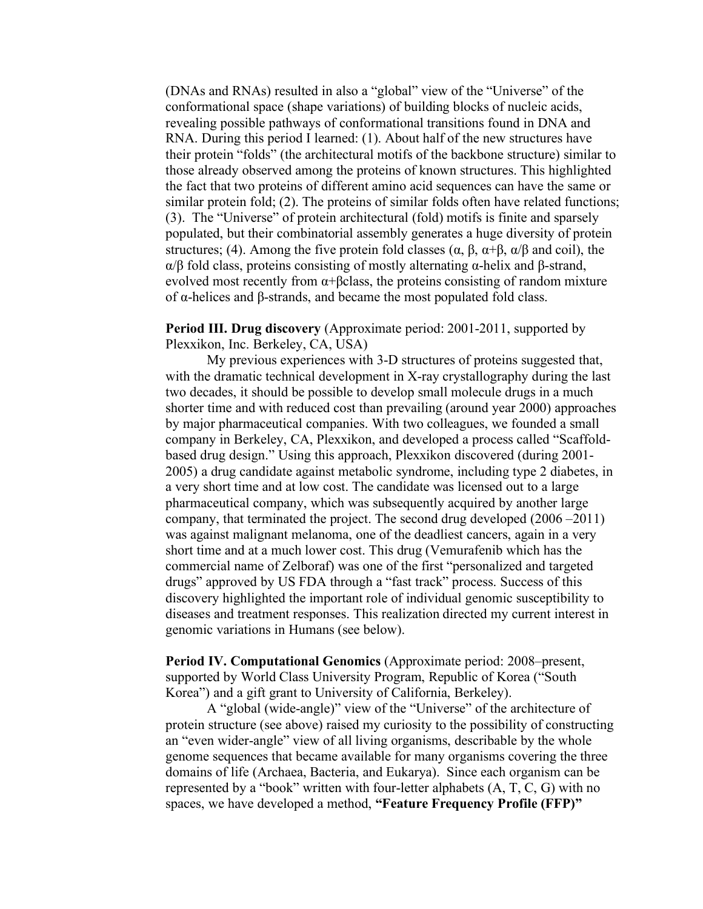(DNAs and RNAs) resulted in also a "global" view of the "Universe" of the conformational space (shape variations) of building blocks of nucleic acids, revealing possible pathways of conformational transitions found in DNA and RNA. During this period I learned: (1). About half of the new structures have their protein "folds" (the architectural motifs of the backbone structure) similar to those already observed among the proteins of known structures. This highlighted the fact that two proteins of different amino acid sequences can have the same or similar protein fold; (2). The proteins of similar folds often have related functions; (3). The "Universe" of protein architectural (fold) motifs is finite and sparsely populated, but their combinatorial assembly generates a huge diversity of protein structures; (4). Among the five protein fold classes (α, β, α+β, α/β and coil), the α/β fold class, proteins consisting of mostly alternating α-helix and β-strand, evolved most recently from α+βclass, the proteins consisting of random mixture of α-helices and β-strands, and became the most populated fold class.

**Period III. Drug discovery** (Approximate period: 2001-2011, supported by Plexxikon, Inc. Berkeley, CA, USA)

My previous experiences with 3-D structures of proteins suggested that, with the dramatic technical development in X-ray crystallography during the last two decades, it should be possible to develop small molecule drugs in a much shorter time and with reduced cost than prevailing (around year 2000) approaches by major pharmaceutical companies. With two colleagues, we founded a small company in Berkeley, CA, Plexxikon, and developed a process called "Scaffold-based drug design." Using this approach, Plexxikon discovered (during 2001-2005) a drug candidate against metabolic syndrome, including type 2 diabetes, in a very short time and at low cost. The candidate was licensed out to a large pharmaceutical company, which was subsequently acquired by another large company, that terminated the project. The second drug developed (2006 –2011) was against malignant melanoma, one of the deadliest cancers, again in a very short time and at a much lower cost. This drug (Vemurafenib which has the commercial name of Zelboraf) was one of the first "personalized and targeted drugs" approved by US FDA through a "fast track" process. Success of this discovery highlighted the important role of individual genomic susceptibility to diseases and treatment responses. This realization directed my current interest in genomic variations in Humans (see below).

**Period IV. Computational Genomics** (Approximate period: 2008–present, supported by World Class University Program, Republic of Korea ("South Korea") and a gift grant to University of California, Berkeley).

A "global (wide-angle)" view of the "Universe" of the architecture of protein structure (see above) raised my curiosity to the possibility of constructing an "even wider-angle" view of all living organisms, describable by the whole genome sequences that became available for many organisms covering the three domains of life (Archaea, Bacteria, and Eukarya). Since each organism can be represented by a "book" written with four-letter alphabets (A, T, C, G) with no spaces, we have developed a method, **"Feature Frequency Profile (FFP)"**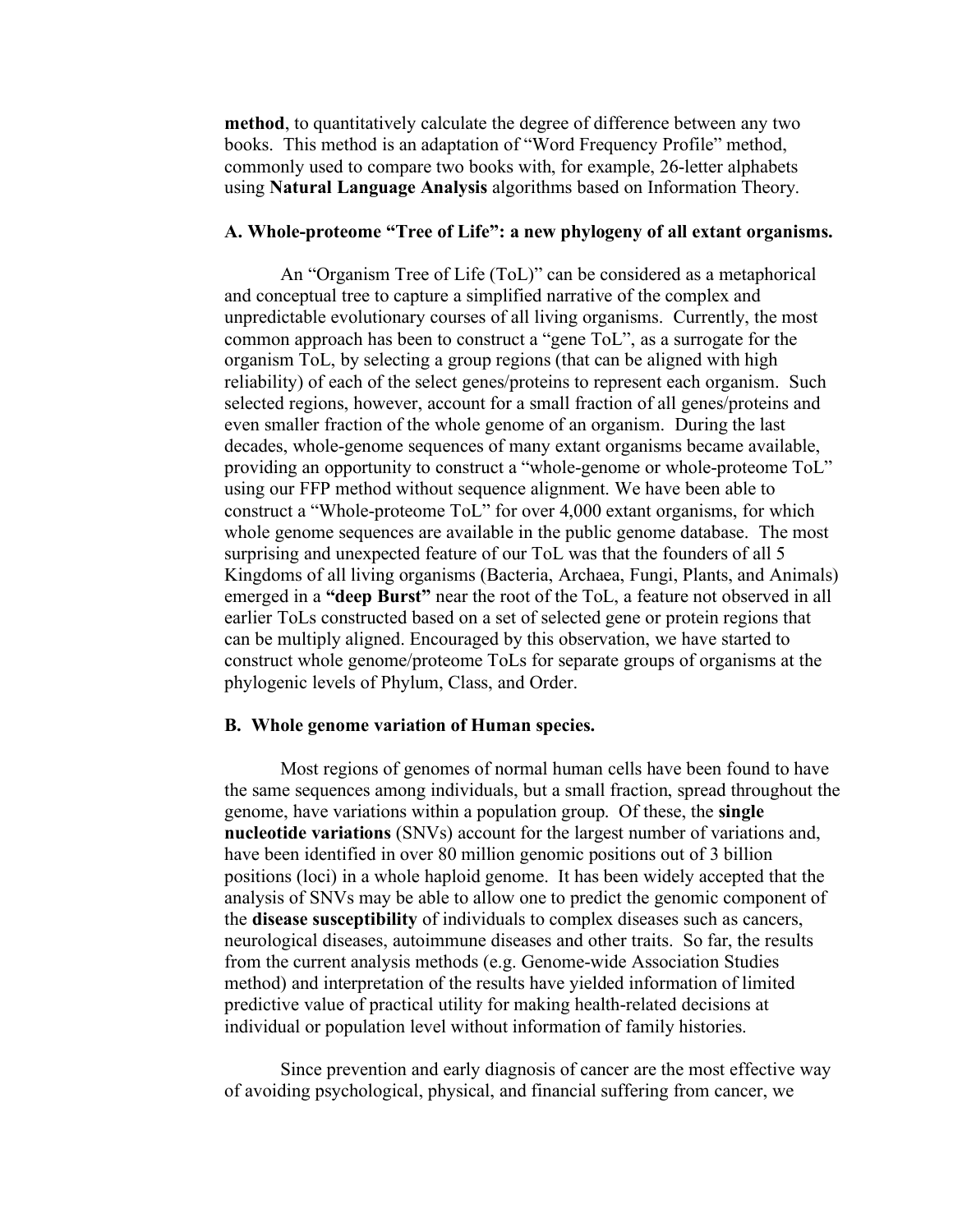**method**, to quantitatively calculate the degree of difference between any two books. This method is an adaptation of "Word Frequency Profile" method, commonly used to compare two books with, for example, 26-letter alphabets using **Natural Language Analysis** algorithms based on Information Theory.

### A. Whole-proteome "Tree of Life": a new phylogeny of all extant organisms.

An "Organism Tree of Life (ToL)" can be considered as a metaphorical and conceptual tree to capture a simplified narrative of the complex and unpredictable evolutionary courses of all living organisms. Currently, the most common approach has been to construct a "gene ToL", as a surrogate for the organism ToL, by selecting a group regions (that can be aligned with high reliability) of each of the select genes/proteins to represent each organism. Such selected regions, however, account for a small fraction of all genes/proteins and even smaller fraction of the whole genome of an organism. During the last decades, whole-genome sequences of many extant organisms became available, providing an opportunity to construct a "whole-genome or whole-proteome ToL" using our FFP method without sequence alignment. We have been able to construct a "Whole-proteome ToL" for over 4,000 extant organisms, for which whole genome sequences are available in the public genome database. The most surprising and unexpected feature of our ToL was that the founders of all 5 Kingdoms of all living organisms (Bacteria, Archaea, Fungi, Plants, and Animals) emerged in a **"deep Burst"** near the root of the ToL, a feature not observed in all earlier ToLs constructed based on a set of selected gene or protein regions that can be multiply aligned. Encouraged by this observation, we have started to construct whole genome/proteome ToLs for separate groups of organisms at the phylogenic levels of Phylum, Class, and Order.

### B. Whole genome variation of Human species.

Most regions of genomes of normal human cells have been found to have the same sequences among individuals, but a small fraction, spread throughout the genome, have variations within a population group. Of these, the **single nucleotide variations** (SNVs) account for the largest number of variations and, have been identified in over 80 million genomic positions out of 3 billion positions (loci) in a whole haploid genome. It has been widely accepted that the analysis of SNVs may be able to allow one to predict the genomic component of the **disease susceptibility** of individuals to complex diseases such as cancers, neurological diseases, autoimmune diseases and other traits. So far, the results from the current analysis methods (e.g. Genome-wide Association Studies method) and interpretation of the results have yielded information of limited predictive value of practical utility for making health-related decisions at individual or population level without information of family histories.

Since prevention and early diagnosis of cancer are the most effective way of avoiding psychological, physical, and financial suffering from cancer, we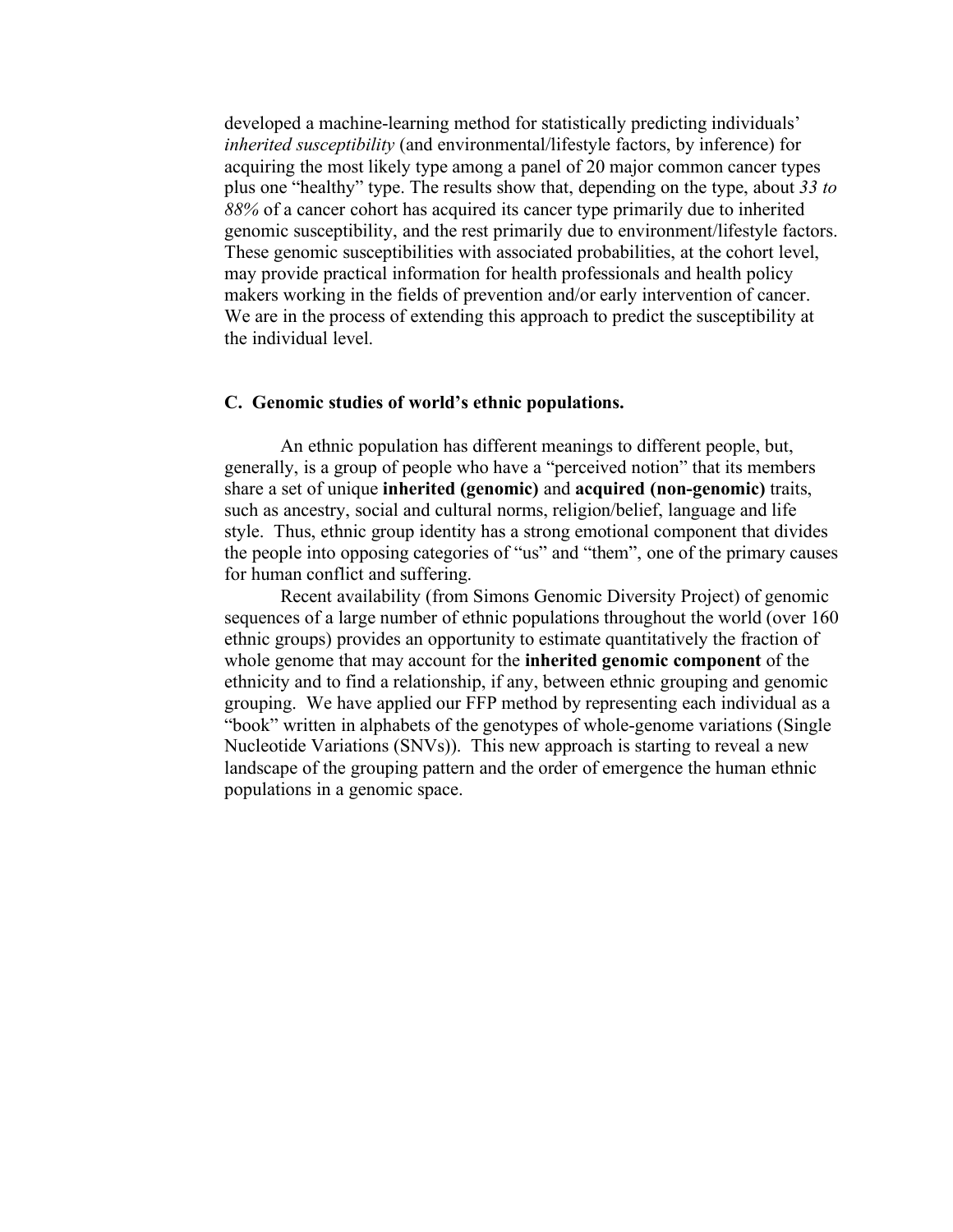developed a machine-learning method for statistically predicting individuals' *inherited susceptibility* (and environmental/lifestyle factors, by inference) for acquiring the most likely type among a panel of 20 major common cancer types plus one "healthy" type. The results show that, depending on the type, about *33 to 88%* of a cancer cohort has acquired its cancer type primarily due to inherited genomic susceptibility, and the rest primarily due to environment/lifestyle factors. These genomic susceptibilities with associated probabilities, at the cohort level, may provide practical information for health professionals and health policy makers working in the fields of prevention and/or early intervention of cancer. We are in the process of extending this approach to predict the susceptibility at the individual level.

### C. Genomic studies of world's ethnic populations.

An ethnic population has different meanings to different people, but, generally, is a group of people who have a "perceived notion" that its members share a set of unique **inherited (genomic)** and **acquired (non-genomic)** traits, such as ancestry, social and cultural norms, religion/belief, language and life style. Thus, ethnic group identity has a strong emotional component that divides the people into opposing categories of "us" and "them", one of the primary causes for human conflict and suffering.

Recent availability (from Simons Genomic Diversity Project) of genomic sequences of a large number of ethnic populations throughout the world (over 160 ethnic groups) provides an opportunity to estimate quantitatively the fraction of whole genome that may account for the **inherited genomic component** of the ethnicity and to find a relationship, if any, between ethnic grouping and genomic grouping. We have applied our FFP method by representing each individual as a "book" written in alphabets of the genotypes of whole-genome variations (Single Nucleotide Variations (SNVs)). This new approach is starting to reveal a new landscape of the grouping pattern and the order of emergence the human ethnic populations in a genomic space.